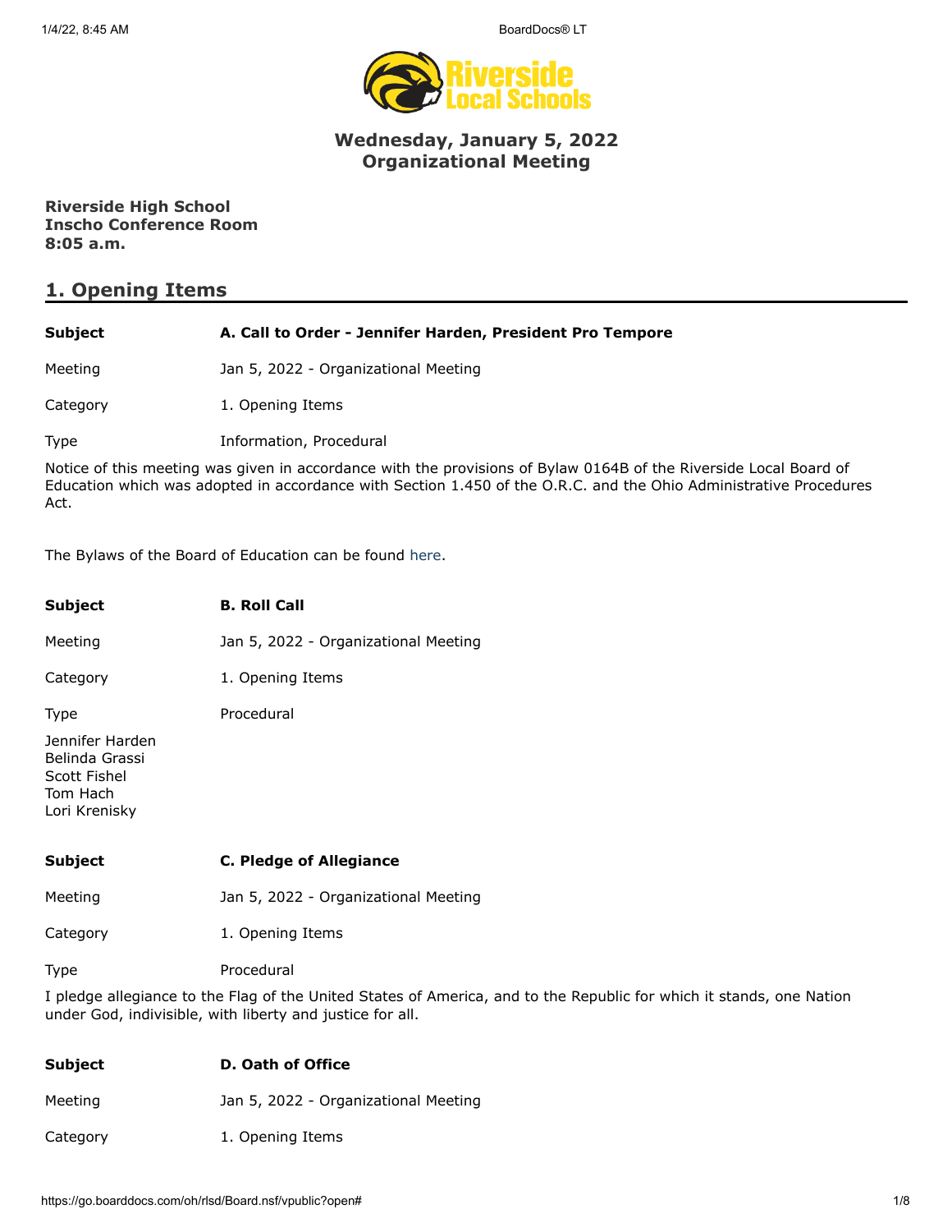# Wednesday, January 5, 2022
# Organizational Meeting

**Riverside High School**
**Inscho Conference Room**
**8:05 a.m.**

## 1. Opening Items

| | |
|---|---|
| **Subject** | **A. Call to Order - Jennifer Harden, President Pro Tempore** |
| Meeting | Jan 5, 2022 - Organizational Meeting |
| Category | 1. Opening Items |
| Type | Information, Procedural |

Notice of this meeting was given in accordance with the provisions of Bylaw 0164B of the Riverside Local Board of Education which was adopted in accordance with Section 1.450 of the O.R.C. and the Ohio Administrative Procedures Act.

The Bylaws of the Board of Education can be found here.

| | |
|---|---|
| **Subject** | **B. Roll Call** |
| Meeting | Jan 5, 2022 - Organizational Meeting |
| Category | 1. Opening Items |
| Type | Procedural |

Jennifer Harden
Belinda Grassi
Scott Fishel
Tom Hach
Lori Krenisky

| | |
|---|---|
| **Subject** | **C. Pledge of Allegiance** |
| Meeting | Jan 5, 2022 - Organizational Meeting |
| Category | 1. Opening Items |
| Type | Procedural |

I pledge allegiance to the Flag of the United States of America, and to the Republic for which it stands, one Nation under God, indivisible, with liberty and justice for all.

| | |
|---|---|
| **Subject** | **D. Oath of Office** |
| Meeting | Jan 5, 2022 - Organizational Meeting |
| Category | 1. Opening Items |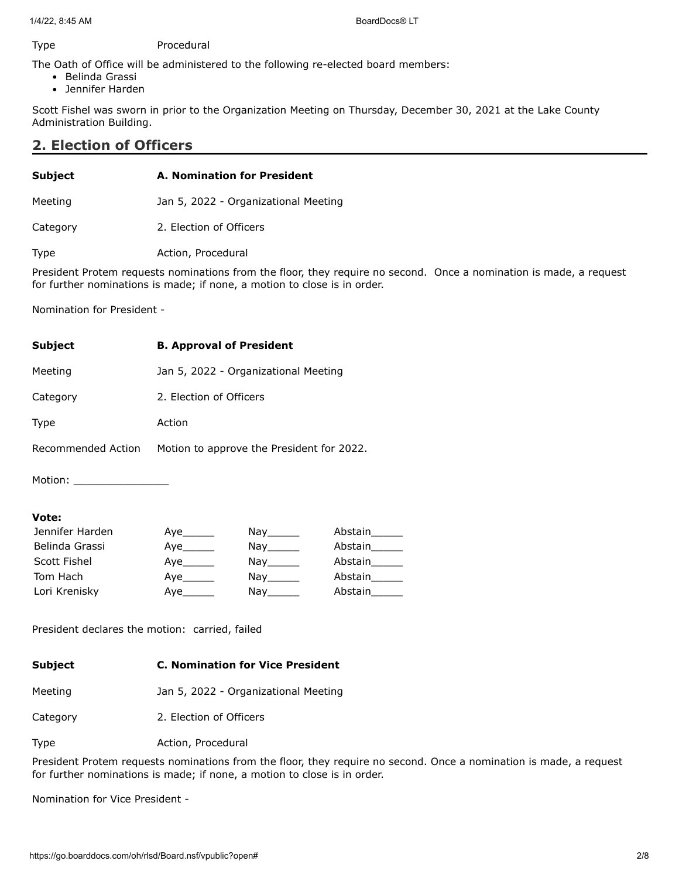Type Procedural

The Oath of Office will be administered to the following re-elected board members:

- Belinda Grassi
- Jennifer Harden

Scott Fishel was sworn in prior to the Organization Meeting on Thursday, December 30, 2021 at the Lake County Administration Building.

## 2. Election of Officers

| **Subject** | **A. Nomination for President** |
|---|---|
| Meeting | Jan 5, 2022 - Organizational Meeting |
| Category | 2. Election of Officers |
| Type | Action, Procedural |

President Protem requests nominations from the floor, they require no second. Once a nomination is made, a request for further nominations is made; if none, a motion to close is in order.

Nomination for President -

| **Subject** | **B. Approval of President** |
|---|---|
| Meeting | Jan 5, 2022 - Organizational Meeting |
| Category | 2. Election of Officers |
| Type | Action |
| Recommended Action | Motion to approve the President for 2022. |

Motion: _______________

**Vote:**

| | | | |
|---|---|---|---|
| Jennifer Harden | Aye_____ | Nay_____ | Abstain_____ |
| Belinda Grassi | Aye_____ | Nay_____ | Abstain_____ |
| Scott Fishel | Aye_____ | Nay_____ | Abstain_____ |
| Tom Hach | Aye_____ | Nay_____ | Abstain_____ |
| Lori Krenisky | Aye_____ | Nay_____ | Abstain_____ |

President declares the motion: carried, failed

| **Subject** | **C. Nomination for Vice President** |
|---|---|
| Meeting | Jan 5, 2022 - Organizational Meeting |
| Category | 2. Election of Officers |
| Type | Action, Procedural |

President Protem requests nominations from the floor, they require no second. Once a nomination is made, a request for further nominations is made; if none, a motion to close is in order.

Nomination for Vice President -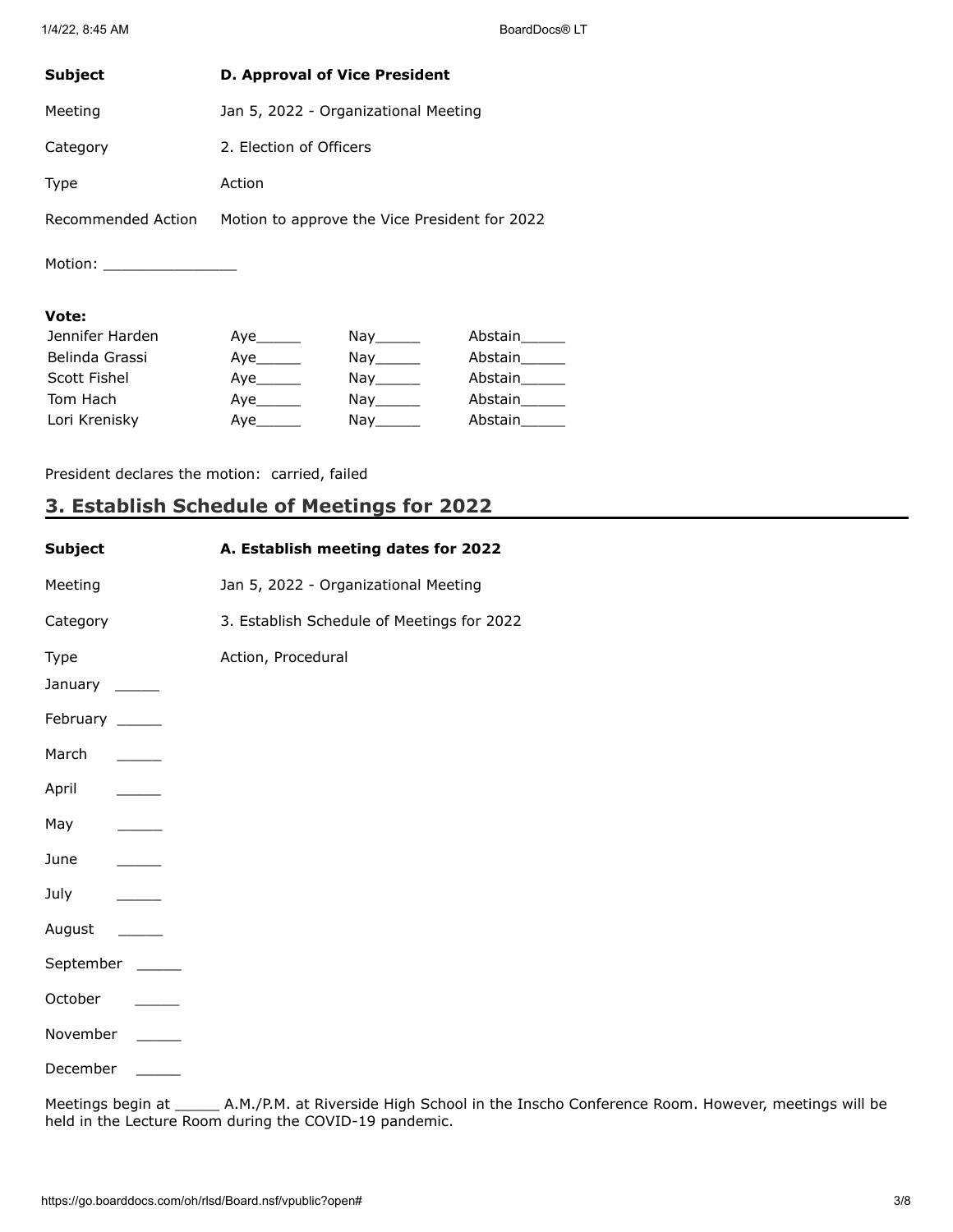| | |
|---|---|
| **Subject** | **D. Approval of Vice President** |
| Meeting | Jan 5, 2022 - Organizational Meeting |
| Category | 2. Election of Officers |
| Type | Action |
| Recommended Action | Motion to approve the Vice President for 2022 |

Motion: _______________

**Vote:**

| | | | |
|---|---|---|---|
| Jennifer Harden | Aye_____ | Nay_____ | Abstain_____ |
| Belinda Grassi | Aye_____ | Nay_____ | Abstain_____ |
| Scott Fishel | Aye_____ | Nay_____ | Abstain_____ |
| Tom Hach | Aye_____ | Nay_____ | Abstain_____ |
| Lori Krenisky | Aye_____ | Nay_____ | Abstain_____ |

President declares the motion: carried, failed

## 3. Establish Schedule of Meetings for 2022

| | |
|---|---|
| **Subject** | **A. Establish meeting dates for 2022** |
| Meeting | Jan 5, 2022 - Organizational Meeting |
| Category | 3. Establish Schedule of Meetings for 2022 |
| Type | Action, Procedural |

January _____

February _____

March _____

April _____

May _____

June _____

July _____

August _____

September _____

October _____

November _____

December _____

Meetings begin at _____ A.M./P.M. at Riverside High School in the Inscho Conference Room. However, meetings will be held in the Lecture Room during the COVID-19 pandemic.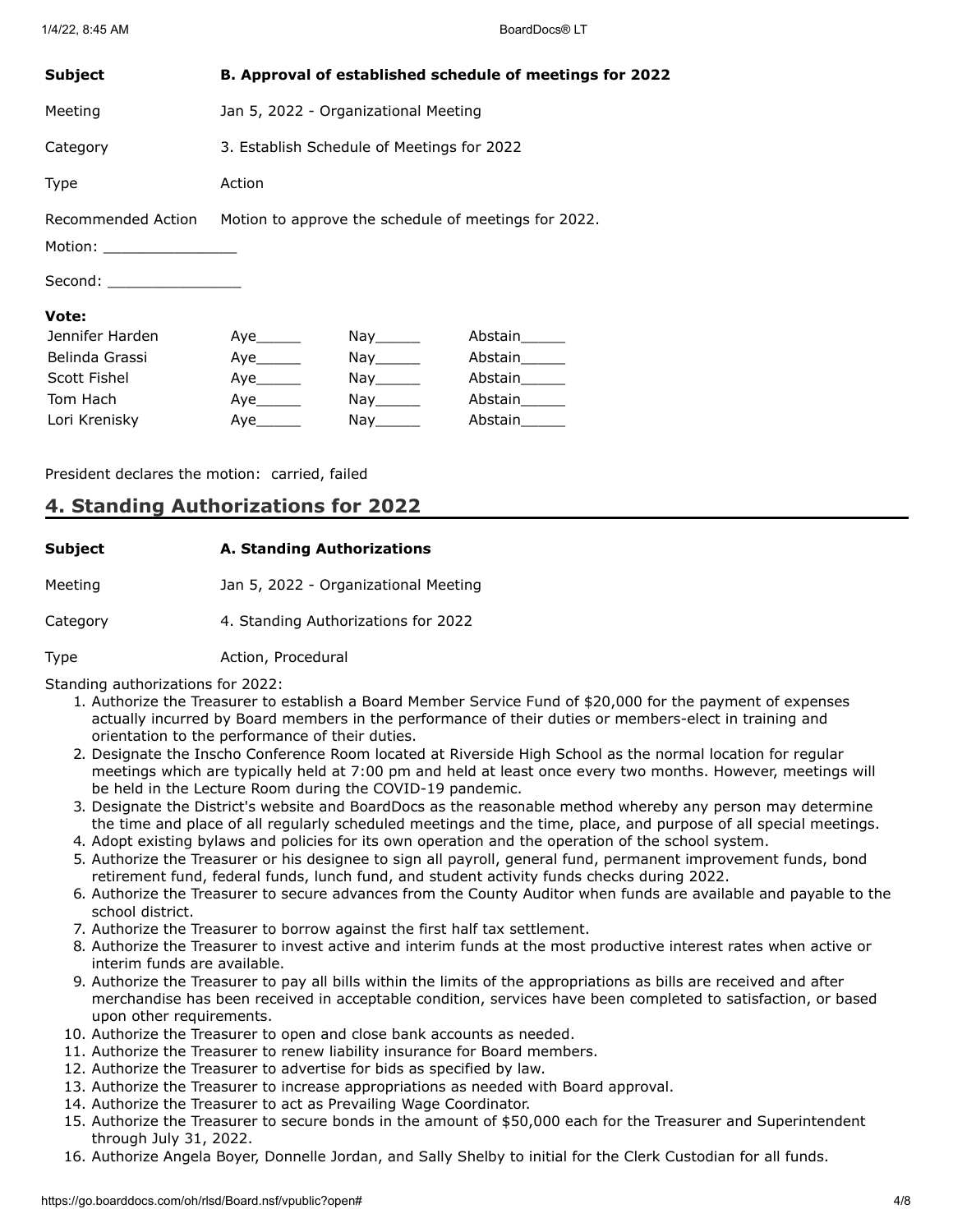| | |
|---|---|
| **Subject** | **B. Approval of established schedule of meetings for 2022** |
| Meeting | Jan 5, 2022 - Organizational Meeting |
| Category | 3. Establish Schedule of Meetings for 2022 |
| Type | Action |
| Recommended Action | Motion to approve the schedule of meetings for 2022. |

Motion: _______________

Second: _______________

**Vote:**

| | | | |
|---|---|---|---|
| Jennifer Harden | Aye_____ | Nay_____ | Abstain_____ |
| Belinda Grassi | Aye_____ | Nay_____ | Abstain_____ |
| Scott Fishel | Aye_____ | Nay_____ | Abstain_____ |
| Tom Hach | Aye_____ | Nay_____ | Abstain_____ |
| Lori Krenisky | Aye_____ | Nay_____ | Abstain_____ |

President declares the motion: carried, failed

## 4. Standing Authorizations for 2022

| | |
|---|---|
| **Subject** | **A. Standing Authorizations** |
| Meeting | Jan 5, 2022 - Organizational Meeting |
| Category | 4. Standing Authorizations for 2022 |
| Type | Action, Procedural |

Standing authorizations for 2022:

1. Authorize the Treasurer to establish a Board Member Service Fund of $20,000 for the payment of expenses actually incurred by Board members in the performance of their duties or members-elect in training and orientation to the performance of their duties.
2. Designate the Inscho Conference Room located at Riverside High School as the normal location for regular meetings which are typically held at 7:00 pm and held at least once every two months. However, meetings will be held in the Lecture Room during the COVID-19 pandemic.
3. Designate the District's website and BoardDocs as the reasonable method whereby any person may determine the time and place of all regularly scheduled meetings and the time, place, and purpose of all special meetings.
4. Adopt existing bylaws and policies for its own operation and the operation of the school system.
5. Authorize the Treasurer or his designee to sign all payroll, general fund, permanent improvement funds, bond retirement fund, federal funds, lunch fund, and student activity funds checks during 2022.
6. Authorize the Treasurer to secure advances from the County Auditor when funds are available and payable to the school district.
7. Authorize the Treasurer to borrow against the first half tax settlement.
8. Authorize the Treasurer to invest active and interim funds at the most productive interest rates when active or interim funds are available.
9. Authorize the Treasurer to pay all bills within the limits of the appropriations as bills are received and after merchandise has been received in acceptable condition, services have been completed to satisfaction, or based upon other requirements.
10. Authorize the Treasurer to open and close bank accounts as needed.
11. Authorize the Treasurer to renew liability insurance for Board members.
12. Authorize the Treasurer to advertise for bids as specified by law.
13. Authorize the Treasurer to increase appropriations as needed with Board approval.
14. Authorize the Treasurer to act as Prevailing Wage Coordinator.
15. Authorize the Treasurer to secure bonds in the amount of $50,000 each for the Treasurer and Superintendent through July 31, 2022.
16. Authorize Angela Boyer, Donnelle Jordan, and Sally Shelby to initial for the Clerk Custodian for all funds.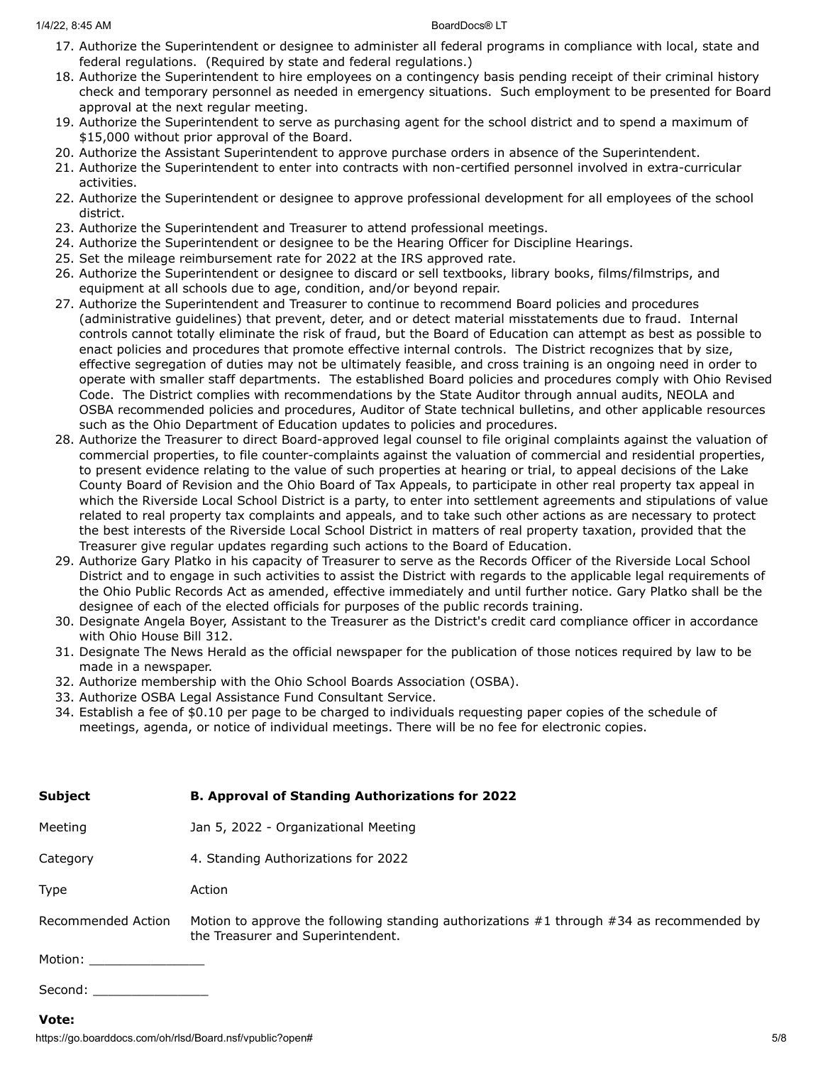17. Authorize the Superintendent or designee to administer all federal programs in compliance with local, state and federal regulations. (Required by state and federal regulations.)
18. Authorize the Superintendent to hire employees on a contingency basis pending receipt of their criminal history check and temporary personnel as needed in emergency situations. Such employment to be presented for Board approval at the next regular meeting.
19. Authorize the Superintendent to serve as purchasing agent for the school district and to spend a maximum of $15,000 without prior approval of the Board.
20. Authorize the Assistant Superintendent to approve purchase orders in absence of the Superintendent.
21. Authorize the Superintendent to enter into contracts with non-certified personnel involved in extra-curricular activities.
22. Authorize the Superintendent or designee to approve professional development for all employees of the school district.
23. Authorize the Superintendent and Treasurer to attend professional meetings.
24. Authorize the Superintendent or designee to be the Hearing Officer for Discipline Hearings.
25. Set the mileage reimbursement rate for 2022 at the IRS approved rate.
26. Authorize the Superintendent or designee to discard or sell textbooks, library books, films/filmstrips, and equipment at all schools due to age, condition, and/or beyond repair.
27. Authorize the Superintendent and Treasurer to continue to recommend Board policies and procedures (administrative guidelines) that prevent, deter, and or detect material misstatements due to fraud. Internal controls cannot totally eliminate the risk of fraud, but the Board of Education can attempt as best as possible to enact policies and procedures that promote effective internal controls. The District recognizes that by size, effective segregation of duties may not be ultimately feasible, and cross training is an ongoing need in order to operate with smaller staff departments. The established Board policies and procedures comply with Ohio Revised Code. The District complies with recommendations by the State Auditor through annual audits, NEOLA and OSBA recommended policies and procedures, Auditor of State technical bulletins, and other applicable resources such as the Ohio Department of Education updates to policies and procedures.
28. Authorize the Treasurer to direct Board-approved legal counsel to file original complaints against the valuation of commercial properties, to file counter-complaints against the valuation of commercial and residential properties, to present evidence relating to the value of such properties at hearing or trial, to appeal decisions of the Lake County Board of Revision and the Ohio Board of Tax Appeals, to participate in other real property tax appeal in which the Riverside Local School District is a party, to enter into settlement agreements and stipulations of value related to real property tax complaints and appeals, and to take such other actions as are necessary to protect the best interests of the Riverside Local School District in matters of real property taxation, provided that the Treasurer give regular updates regarding such actions to the Board of Education.
29. Authorize Gary Platko in his capacity of Treasurer to serve as the Records Officer of the Riverside Local School District and to engage in such activities to assist the District with regards to the applicable legal requirements of the Ohio Public Records Act as amended, effective immediately and until further notice. Gary Platko shall be the designee of each of the elected officials for purposes of the public records training.
30. Designate Angela Boyer, Assistant to the Treasurer as the District's credit card compliance officer in accordance with Ohio House Bill 312.
31. Designate The News Herald as the official newspaper for the publication of those notices required by law to be made in a newspaper.
32. Authorize membership with the Ohio School Boards Association (OSBA).
33. Authorize OSBA Legal Assistance Fund Consultant Service.
34. Establish a fee of $0.10 per page to be charged to individuals requesting paper copies of the schedule of meetings, agenda, or notice of individual meetings. There will be no fee for electronic copies.

| **Subject** | **B. Approval of Standing Authorizations for 2022** |
|---|---|
| Meeting | Jan 5, 2022 - Organizational Meeting |
| Category | 4. Standing Authorizations for 2022 |
| Type | Action |
| Recommended Action | Motion to approve the following standing authorizations #1 through #34 as recommended by the Treasurer and Superintendent. |

Motion: _______________

Second: _______________

**Vote:**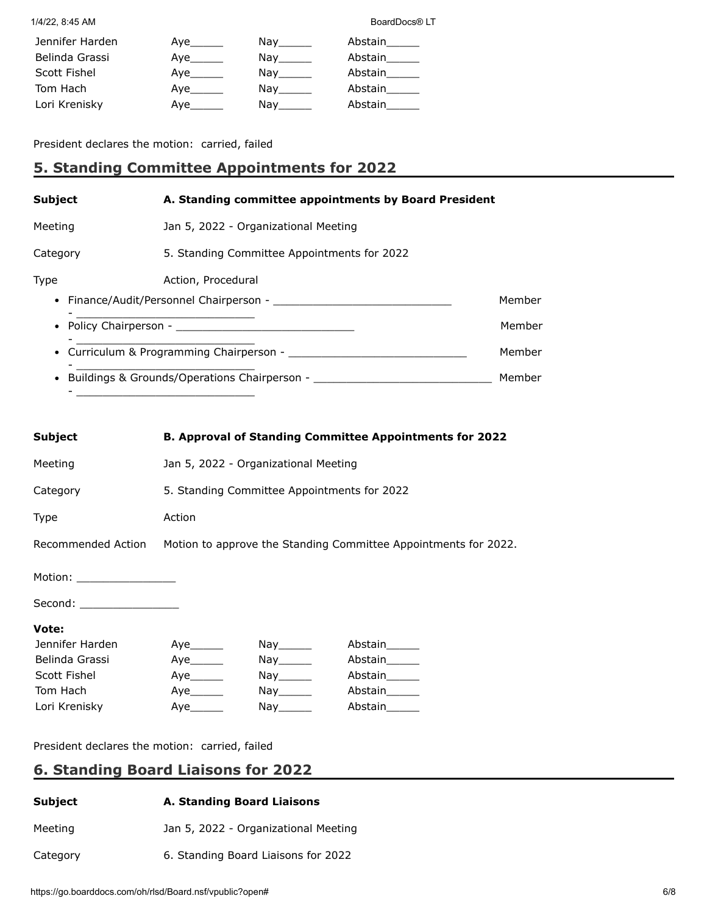| | | | |
|---|---|---|---|
| Jennifer Harden | Aye_____ | Nay_____ | Abstain_____ |
| Belinda Grassi | Aye_____ | Nay_____ | Abstain_____ |
| Scott Fishel | Aye_____ | Nay_____ | Abstain_____ |
| Tom Hach | Aye_____ | Nay_____ | Abstain_____ |
| Lori Krenisky | Aye_____ | Nay_____ | Abstain_____ |

President declares the motion: carried, failed

## 5. Standing Committee Appointments for 2022

**Subject** **A. Standing committee appointments by Board President**

Meeting Jan 5, 2022 - Organizational Meeting

Category 5. Standing Committee Appointments for 2022

Type Action, Procedural

- Finance/Audit/Personnel Chairperson - ___________________________ Member - ___________________________
- Policy Chairperson - ___________________________ Member - ___________________________
- Curriculum & Programming Chairperson - ___________________________ Member - ___________________________
- Buildings & Grounds/Operations Chairperson - ___________________________ Member - ___________________________

**Subject** **B. Approval of Standing Committee Appointments for 2022**

Meeting Jan 5, 2022 - Organizational Meeting

Category 5. Standing Committee Appointments for 2022

Type Action

Recommended Action Motion to approve the Standing Committee Appointments for 2022.

Motion: _______________

Second: _______________

**Vote:**

| | | | |
|---|---|---|---|
| Jennifer Harden | Aye_____ | Nay_____ | Abstain_____ |
| Belinda Grassi | Aye_____ | Nay_____ | Abstain_____ |
| Scott Fishel | Aye_____ | Nay_____ | Abstain_____ |
| Tom Hach | Aye_____ | Nay_____ | Abstain_____ |
| Lori Krenisky | Aye_____ | Nay_____ | Abstain_____ |

President declares the motion: carried, failed

## 6. Standing Board Liaisons for 2022

**Subject** **A. Standing Board Liaisons**

Meeting Jan 5, 2022 - Organizational Meeting

Category 6. Standing Board Liaisons for 2022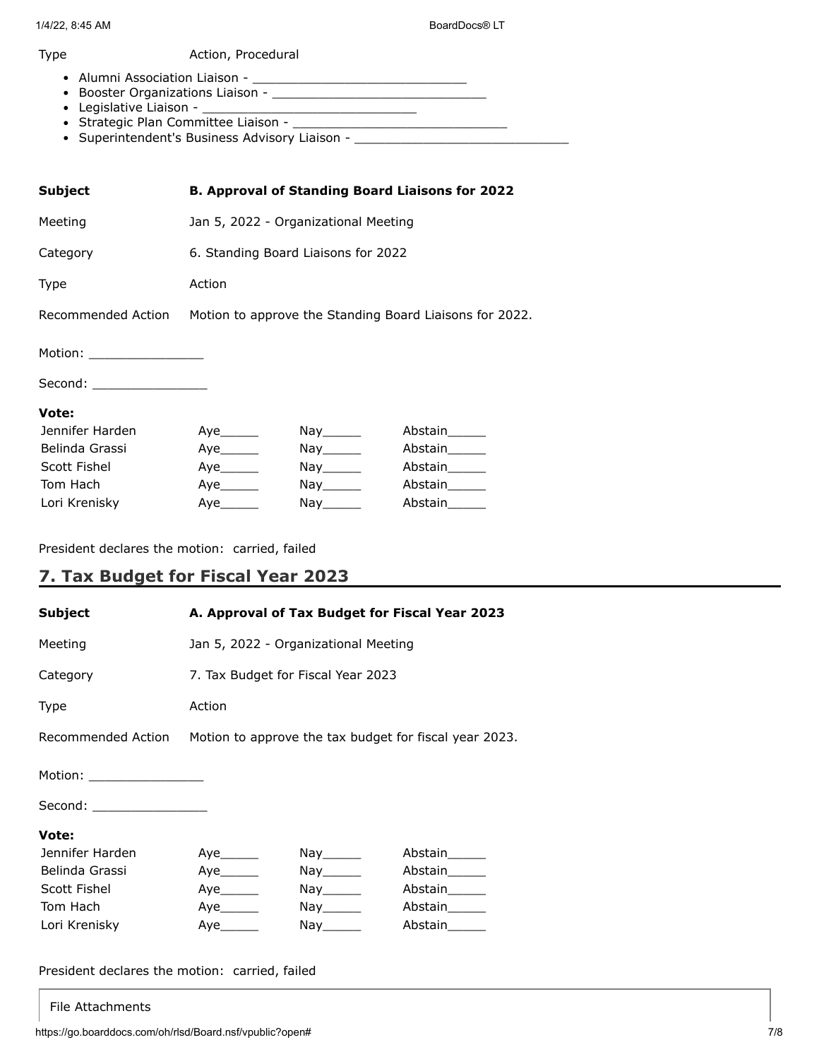| | |
|---|---|
| Type | Action, Procedural |

- Alumni Association Liaison - ______________________________
- Booster Organizations Liaison - ______________________________
- Legislative Liaison - ______________________________
- Strategic Plan Committee Liaison - ______________________________
- Superintendent's Business Advisory Liaison - ______________________________

| | |
|---|---|
| **Subject** | **B. Approval of Standing Board Liaisons for 2022** |
| Meeting | Jan 5, 2022 - Organizational Meeting |
| Category | 6. Standing Board Liaisons for 2022 |
| Type | Action |
| Recommended Action | Motion to approve the Standing Board Liaisons for 2022. |

Motion: ________________

Second: ________________

**Vote:**

| | | | |
|---|---|---|---|
| Jennifer Harden | Aye______ | Nay______ | Abstain______ |
| Belinda Grassi | Aye______ | Nay______ | Abstain______ |
| Scott Fishel | Aye______ | Nay______ | Abstain______ |
| Tom Hach | Aye______ | Nay______ | Abstain______ |
| Lori Krenisky | Aye______ | Nay______ | Abstain______ |

President declares the motion: carried, failed

## 7. Tax Budget for Fiscal Year 2023

| | |
|---|---|
| **Subject** | **A. Approval of Tax Budget for Fiscal Year 2023** |
| Meeting | Jan 5, 2022 - Organizational Meeting |
| Category | 7. Tax Budget for Fiscal Year 2023 |
| Type | Action |
| Recommended Action | Motion to approve the tax budget for fiscal year 2023. |

Motion: ________________

Second: ________________

**Vote:**

| | | | |
|---|---|---|---|
| Jennifer Harden | Aye______ | Nay______ | Abstain______ |
| Belinda Grassi | Aye______ | Nay______ | Abstain______ |
| Scott Fishel | Aye______ | Nay______ | Abstain______ |
| Tom Hach | Aye______ | Nay______ | Abstain______ |
| Lori Krenisky | Aye______ | Nay______ | Abstain______ |

President declares the motion: carried, failed

File Attachments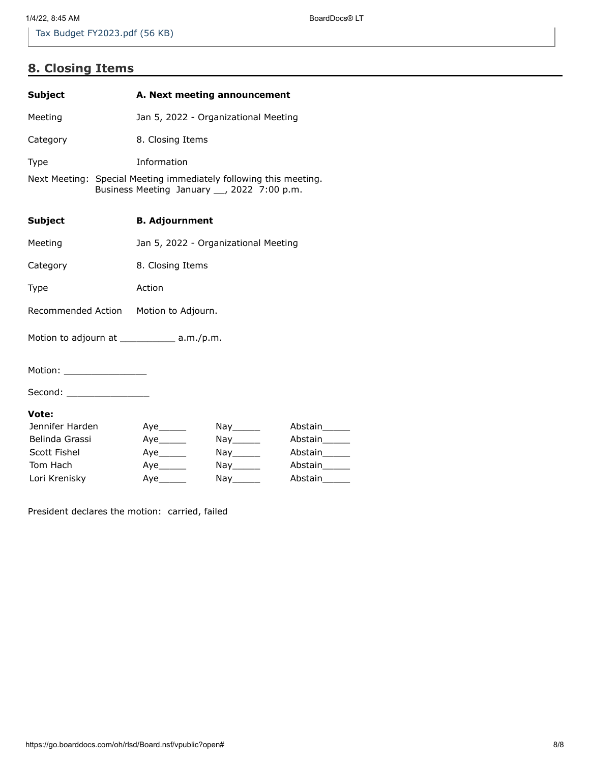Tax Budget FY2023.pdf (56 KB)

## 8. Closing Items

**Subject** **A. Next meeting announcement**

Meeting Jan 5, 2022 - Organizational Meeting

Category 8. Closing Items

Type Information

Next Meeting: Special Meeting immediately following this meeting.
Business Meeting January __, 2022 7:00 p.m.

**Subject** **B. Adjournment**

Meeting Jan 5, 2022 - Organizational Meeting

Category 8. Closing Items

Type Action

Recommended Action Motion to Adjourn.

Motion to adjourn at __________ a.m./p.m.

Motion: _______________

Second: _______________

**Vote:**

| | | | |
|---|---|---|---|
| Jennifer Harden | Aye_____ | Nay_____ | Abstain_____ |
| Belinda Grassi | Aye_____ | Nay_____ | Abstain_____ |
| Scott Fishel | Aye_____ | Nay_____ | Abstain_____ |
| Tom Hach | Aye_____ | Nay_____ | Abstain_____ |
| Lori Krenisky | Aye_____ | Nay_____ | Abstain_____ |

President declares the motion: carried, failed